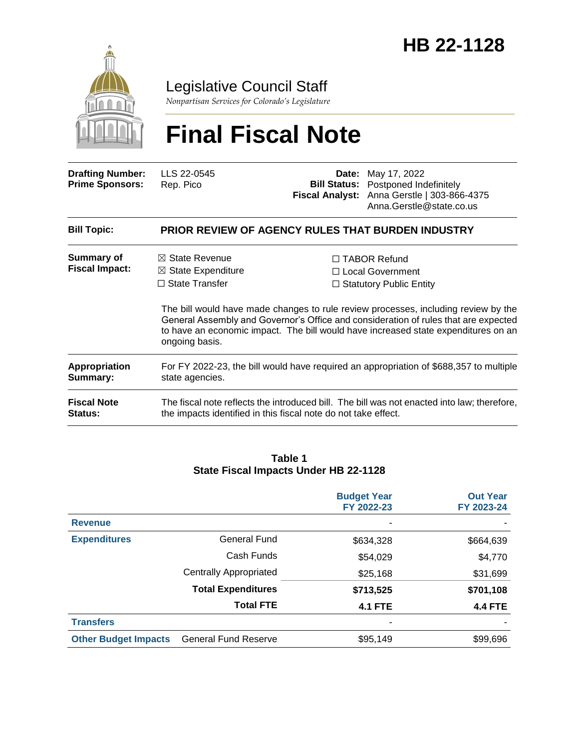# HB 22-1128

Legislative Council Staff

*Nonpartisan Services for Colorado's Legislature*

# Final Fiscal Note

| | | | |
|---|---|---|---|
| **Drafting Number:** | LLS 22-0545 | **Date:** | May 17, 2022 |
| **Prime Sponsors:** | Rep. Pico | **Bill Status:** | Postponed Indefinitely |
| | | **Fiscal Analyst:** | Anna Gerstle \| 303-866-4375<br>Anna.Gerstle@state.co.us |

| | |
|---|---|
| **Bill Topic:** | **PRIOR REVIEW OF AGENCY RULES THAT BURDEN INDUSTRY** |
| **Summary of Fiscal Impact:** | ☒ State Revenue<br>☒ State Expenditure<br>☐ State Transfer<br>☐ TABOR Refund<br>☐ Local Government<br>☐ Statutory Public Entity<br><br>The bill would have made changes to rule review processes, including review by the General Assembly and Governor's Office and consideration of rules that are expected to have an economic impact. The bill would have increased state expenditures on an ongoing basis. |
| **Appropriation Summary:** | For FY 2022-23, the bill would have required an appropriation of $688,357 to multiple state agencies. |
| **Fiscal Note Status:** | The fiscal note reflects the introduced bill. The bill was not enacted into law; therefore, the impacts identified in this fiscal note do not take effect. |

**Table 1**
**State Fiscal Impacts Under HB 22-1128**

| | | Budget Year FY 2022-23 | Out Year FY 2023-24 |
|---|---|---|---|
| **Revenue** | | - | - |
| **Expenditures** | General Fund | $634,328 | $664,639 |
| | Cash Funds | $54,029 | $4,770 |
| | Centrally Appropriated | $25,168 | $31,699 |
| | **Total Expenditures** | **$713,525** | **$701,108** |
| | **Total FTE** | **4.1 FTE** | **4.4 FTE** |
| **Transfers** | | - | - |
| **Other Budget Impacts** | General Fund Reserve | $95,149 | $99,696 |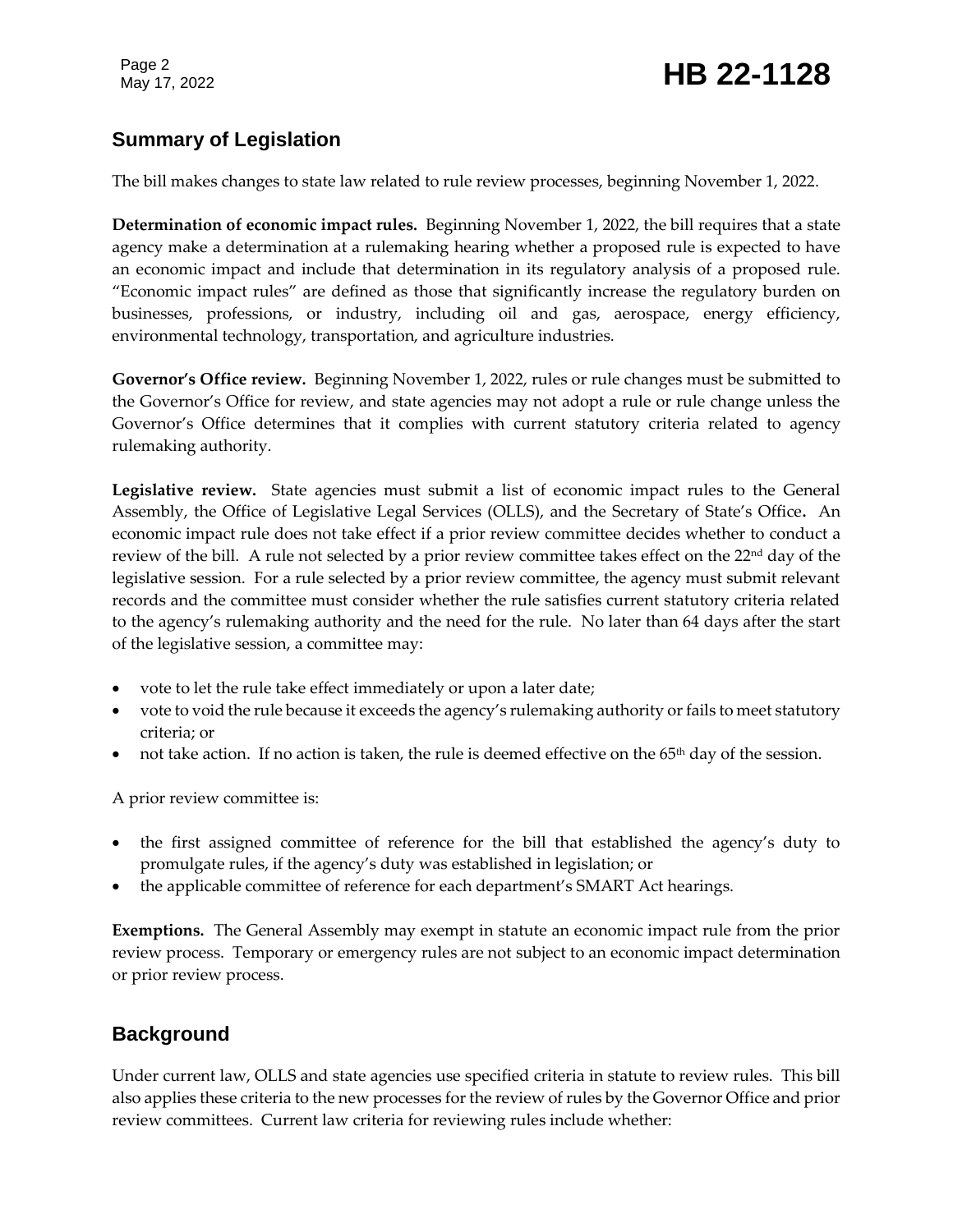## Summary of Legislation

The bill makes changes to state law related to rule review processes, beginning November 1, 2022.

**Determination of economic impact rules.** Beginning November 1, 2022, the bill requires that a state agency make a determination at a rulemaking hearing whether a proposed rule is expected to have an economic impact and include that determination in its regulatory analysis of a proposed rule. "Economic impact rules" are defined as those that significantly increase the regulatory burden on businesses, professions, or industry, including oil and gas, aerospace, energy efficiency, environmental technology, transportation, and agriculture industries.

**Governor's Office review.** Beginning November 1, 2022, rules or rule changes must be submitted to the Governor's Office for review, and state agencies may not adopt a rule or rule change unless the Governor's Office determines that it complies with current statutory criteria related to agency rulemaking authority.

**Legislative review.** State agencies must submit a list of economic impact rules to the General Assembly, the Office of Legislative Legal Services (OLLS), and the Secretary of State's Office**.** An economic impact rule does not take effect if a prior review committee decides whether to conduct a review of the bill. A rule not selected by a prior review committee takes effect on the 22nd day of the legislative session. For a rule selected by a prior review committee, the agency must submit relevant records and the committee must consider whether the rule satisfies current statutory criteria related to the agency's rulemaking authority and the need for the rule. No later than 64 days after the start of the legislative session, a committee may:

- vote to let the rule take effect immediately or upon a later date;
- vote to void the rule because it exceeds the agency's rulemaking authority or fails to meet statutory criteria; or
- not take action. If no action is taken, the rule is deemed effective on the 65th day of the session.

A prior review committee is:

- the first assigned committee of reference for the bill that established the agency's duty to promulgate rules, if the agency's duty was established in legislation; or
- the applicable committee of reference for each department's SMART Act hearings.

**Exemptions.** The General Assembly may exempt in statute an economic impact rule from the prior review process. Temporary or emergency rules are not subject to an economic impact determination or prior review process.

## Background

Under current law, OLLS and state agencies use specified criteria in statute to review rules. This bill also applies these criteria to the new processes for the review of rules by the Governor Office and prior review committees. Current law criteria for reviewing rules include whether: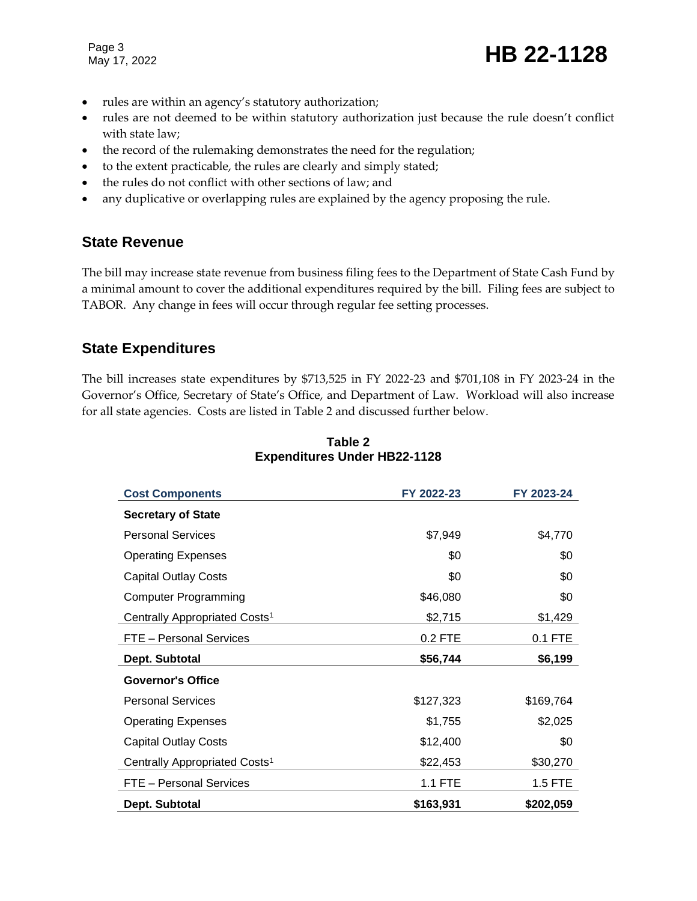- rules are within an agency's statutory authorization;
- rules are not deemed to be within statutory authorization just because the rule doesn't conflict with state law;
- the record of the rulemaking demonstrates the need for the regulation;
- to the extent practicable, the rules are clearly and simply stated;
- the rules do not conflict with other sections of law; and
- any duplicative or overlapping rules are explained by the agency proposing the rule.

## State Revenue

The bill may increase state revenue from business filing fees to the Department of State Cash Fund by a minimal amount to cover the additional expenditures required by the bill. Filing fees are subject to TABOR. Any change in fees will occur through regular fee setting processes.

## State Expenditures

The bill increases state expenditures by $713,525 in FY 2022-23 and $701,108 in FY 2023-24 in the Governor's Office, Secretary of State's Office, and Department of Law. Workload will also increase for all state agencies. Costs are listed in Table 2 and discussed further below.

**Table 2**
**Expenditures Under HB22-1128**

| Cost Components | FY 2022-23 | FY 2023-24 |
|---|---|---|
| **Secretary of State** | | |
| Personal Services | $7,949 | $4,770 |
| Operating Expenses | $0 | $0 |
| Capital Outlay Costs | $0 | $0 |
| Computer Programming | $46,080 | $0 |
| Centrally Appropriated Costs[1] | $2,715 | $1,429 |
| FTE – Personal Services | 0.2 FTE | 0.1 FTE |
| **Dept. Subtotal** | **$56,744** | **$6,199** |
| **Governor's Office** | | |
| Personal Services | $127,323 | $169,764 |
| Operating Expenses | $1,755 | $2,025 |
| Capital Outlay Costs | $12,400 | $0 |
| Centrally Appropriated Costs[1] | $22,453 | $30,270 |
| FTE – Personal Services | 1.1 FTE | 1.5 FTE |
| **Dept. Subtotal** | **$163,931** | **$202,059** |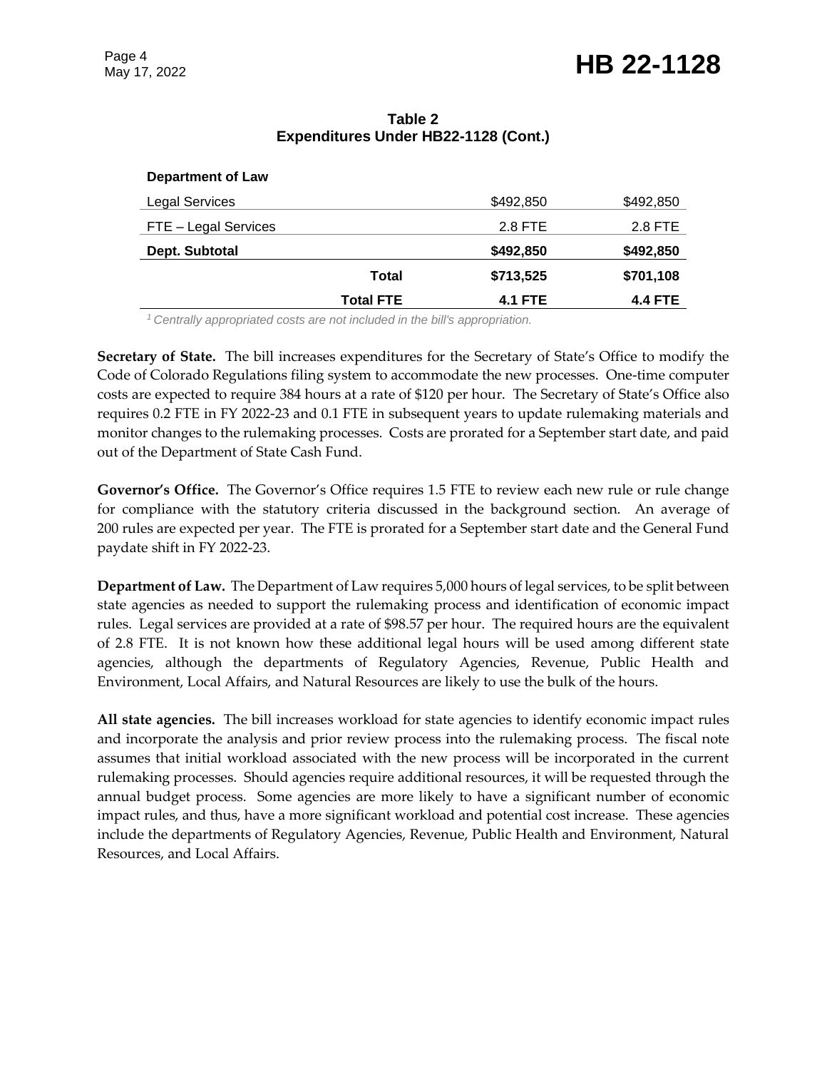**Table 2**
**Expenditures Under HB22-1128 (Cont.)**

| | | | |
|---|---|---|---|
| **Department of Law** | | | |
| Legal Services | | $492,850 | $492,850 |
| FTE – Legal Services | | 2.8 FTE | 2.8 FTE |
| **Dept. Subtotal** | | **$492,850** | **$492,850** |
| | **Total** | **$713,525** | **$701,108** |
| | **Total FTE** | **4.1 FTE** | **4.4 FTE** |

*[1] Centrally appropriated costs are not included in the bill's appropriation.*

**Secretary of State.** The bill increases expenditures for the Secretary of State's Office to modify the Code of Colorado Regulations filing system to accommodate the new processes. One-time computer costs are expected to require 384 hours at a rate of $120 per hour. The Secretary of State's Office also requires 0.2 FTE in FY 2022-23 and 0.1 FTE in subsequent years to update rulemaking materials and monitor changes to the rulemaking processes. Costs are prorated for a September start date, and paid out of the Department of State Cash Fund.

**Governor's Office.** The Governor's Office requires 1.5 FTE to review each new rule or rule change for compliance with the statutory criteria discussed in the background section. An average of 200 rules are expected per year. The FTE is prorated for a September start date and the General Fund paydate shift in FY 2022-23.

**Department of Law.** The Department of Law requires 5,000 hours of legal services, to be split between state agencies as needed to support the rulemaking process and identification of economic impact rules. Legal services are provided at a rate of $98.57 per hour. The required hours are the equivalent of 2.8 FTE. It is not known how these additional legal hours will be used among different state agencies, although the departments of Regulatory Agencies, Revenue, Public Health and Environment, Local Affairs, and Natural Resources are likely to use the bulk of the hours.

**All state agencies.** The bill increases workload for state agencies to identify economic impact rules and incorporate the analysis and prior review process into the rulemaking process. The fiscal note assumes that initial workload associated with the new process will be incorporated in the current rulemaking processes. Should agencies require additional resources, it will be requested through the annual budget process. Some agencies are more likely to have a significant number of economic impact rules, and thus, have a more significant workload and potential cost increase. These agencies include the departments of Regulatory Agencies, Revenue, Public Health and Environment, Natural Resources, and Local Affairs.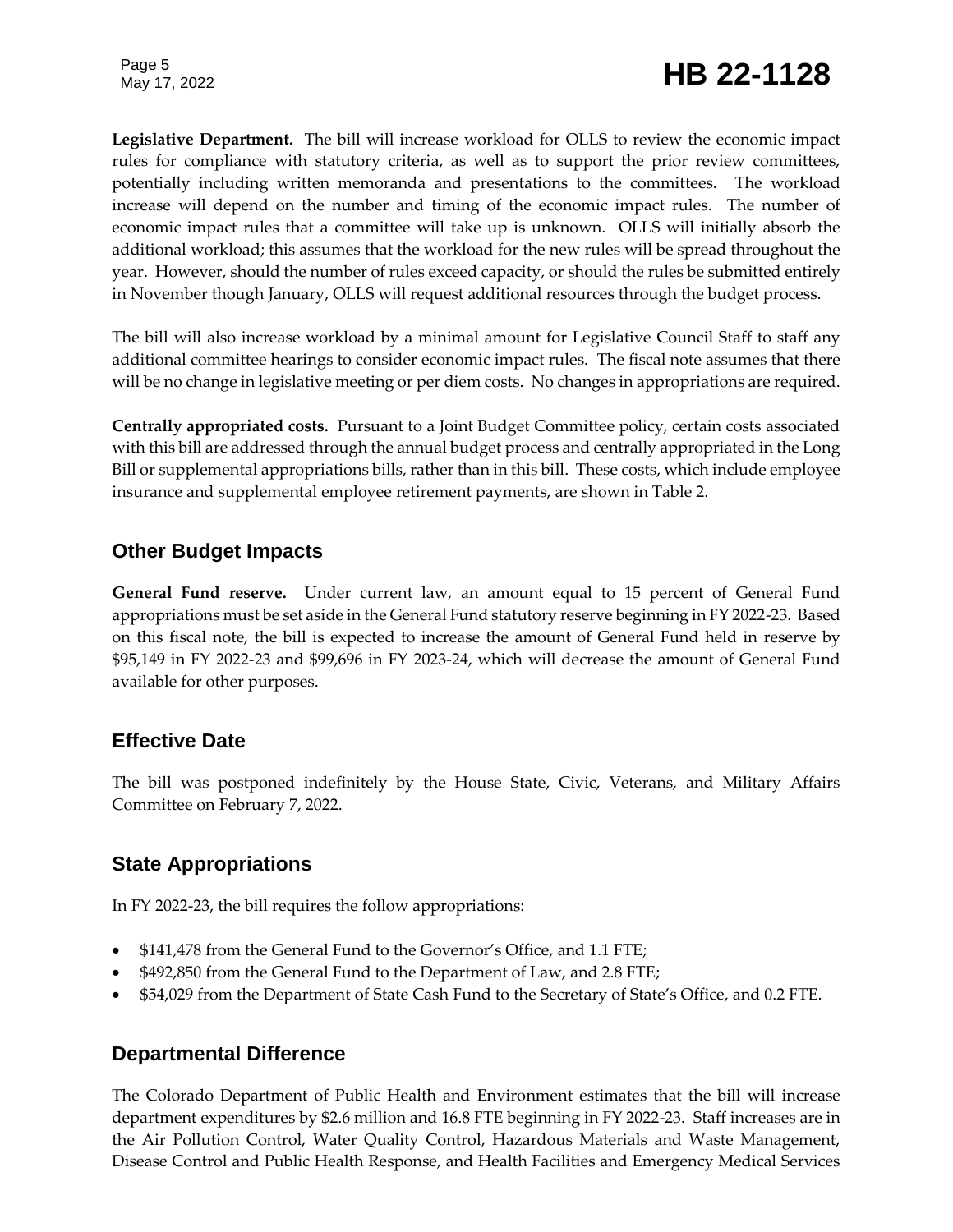**Legislative Department.** The bill will increase workload for OLLS to review the economic impact rules for compliance with statutory criteria, as well as to support the prior review committees, potentially including written memoranda and presentations to the committees. The workload increase will depend on the number and timing of the economic impact rules. The number of economic impact rules that a committee will take up is unknown. OLLS will initially absorb the additional workload; this assumes that the workload for the new rules will be spread throughout the year. However, should the number of rules exceed capacity, or should the rules be submitted entirely in November though January, OLLS will request additional resources through the budget process.

The bill will also increase workload by a minimal amount for Legislative Council Staff to staff any additional committee hearings to consider economic impact rules. The fiscal note assumes that there will be no change in legislative meeting or per diem costs. No changes in appropriations are required.

**Centrally appropriated costs.** Pursuant to a Joint Budget Committee policy, certain costs associated with this bill are addressed through the annual budget process and centrally appropriated in the Long Bill or supplemental appropriations bills, rather than in this bill. These costs, which include employee insurance and supplemental employee retirement payments, are shown in Table 2.

## Other Budget Impacts

**General Fund reserve.** Under current law, an amount equal to 15 percent of General Fund appropriations must be set aside in the General Fund statutory reserve beginning in FY 2022-23. Based on this fiscal note, the bill is expected to increase the amount of General Fund held in reserve by $95,149 in FY 2022-23 and $99,696 in FY 2023-24, which will decrease the amount of General Fund available for other purposes.

## Effective Date

The bill was postponed indefinitely by the House State, Civic, Veterans, and Military Affairs Committee on February 7, 2022.

## State Appropriations

In FY 2022-23, the bill requires the follow appropriations:

- $141,478 from the General Fund to the Governor's Office, and 1.1 FTE;
- $492,850 from the General Fund to the Department of Law, and 2.8 FTE;
- $54,029 from the Department of State Cash Fund to the Secretary of State's Office, and 0.2 FTE.

## Departmental Difference

The Colorado Department of Public Health and Environment estimates that the bill will increase department expenditures by $2.6 million and 16.8 FTE beginning in FY 2022-23. Staff increases are in the Air Pollution Control, Water Quality Control, Hazardous Materials and Waste Management, Disease Control and Public Health Response, and Health Facilities and Emergency Medical Services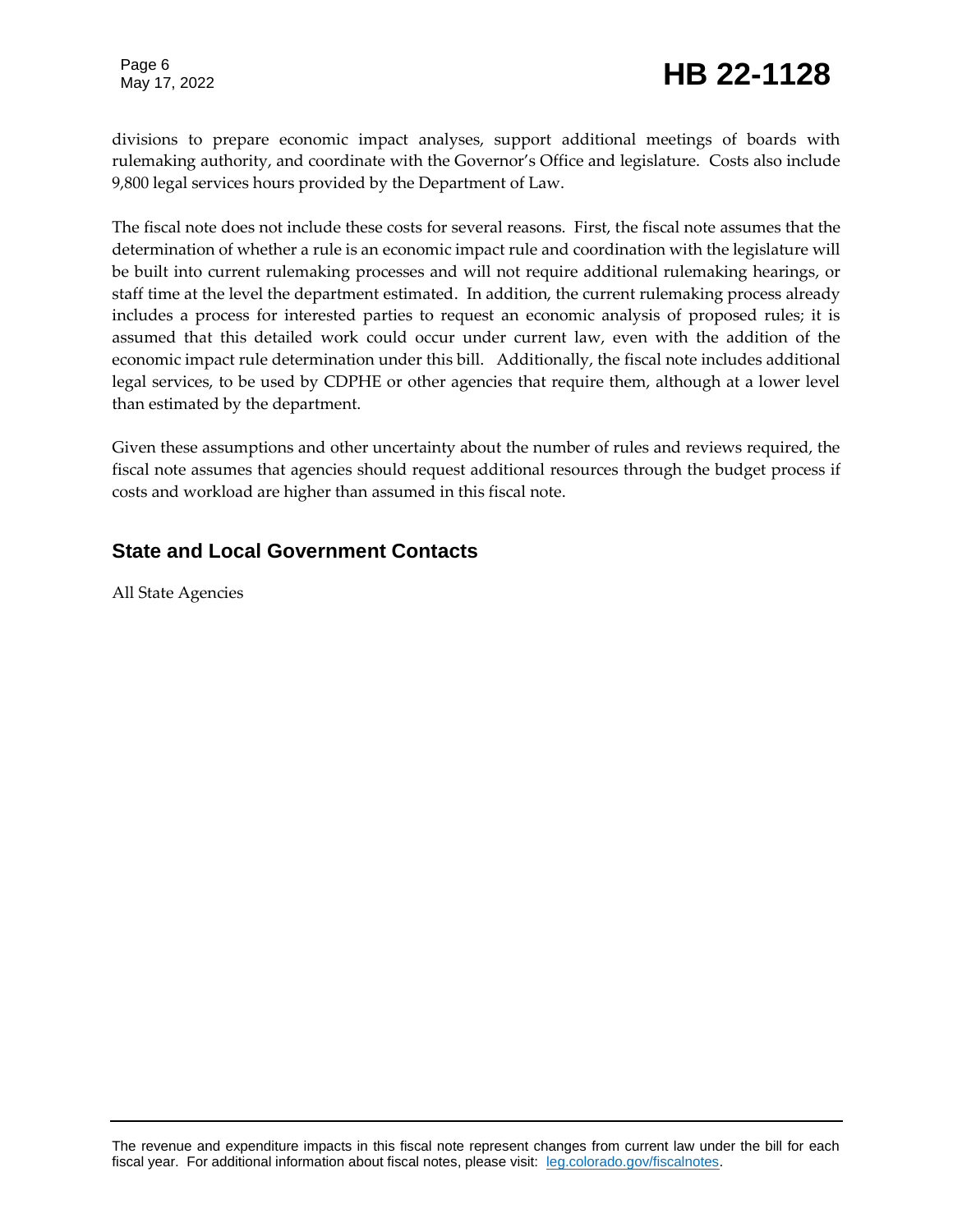divisions to prepare economic impact analyses, support additional meetings of boards with rulemaking authority, and coordinate with the Governor's Office and legislature. Costs also include 9,800 legal services hours provided by the Department of Law.

The fiscal note does not include these costs for several reasons. First, the fiscal note assumes that the determination of whether a rule is an economic impact rule and coordination with the legislature will be built into current rulemaking processes and will not require additional rulemaking hearings, or staff time at the level the department estimated. In addition, the current rulemaking process already includes a process for interested parties to request an economic analysis of proposed rules; it is assumed that this detailed work could occur under current law, even with the addition of the economic impact rule determination under this bill. Additionally, the fiscal note includes additional legal services, to be used by CDPHE or other agencies that require them, although at a lower level than estimated by the department.

Given these assumptions and other uncertainty about the number of rules and reviews required, the fiscal note assumes that agencies should request additional resources through the budget process if costs and workload are higher than assumed in this fiscal note.

## State and Local Government Contacts

All State Agencies

The revenue and expenditure impacts in this fiscal note represent changes from current law under the bill for each fiscal year. For additional information about fiscal notes, please visit: leg.colorado.gov/fiscalnotes.